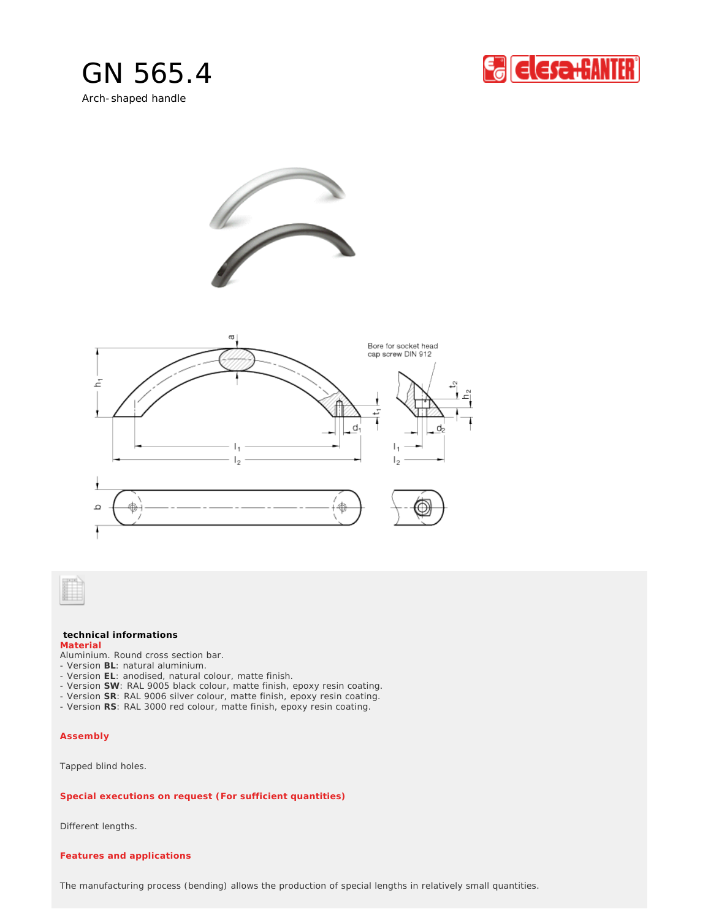# GN 565.4

Arch-shaped handle

Bore for socket head cap screw DIN 912

**technical informations**

**Material**

Aluminium. Round cross section bar.

- Version **BL**: natural aluminium.
- Version **EL**: anodised, natural colour, matte finish.
- Version **SW**: RAL 9005 black colour, matte finish, epoxy resin coating.
- Version **SR**: RAL 9006 silver colour, matte finish, epoxy resin coating.
- Version **RS**: RAL 3000 red colour, matte finish, epoxy resin coating.

**Assembly**

Tapped blind holes.

**Special executions on request (For sufficient quantities)**

Different lengths.

**Features and applications**

The manufacturing process (bending) allows the production of special lengths in relatively small quantities.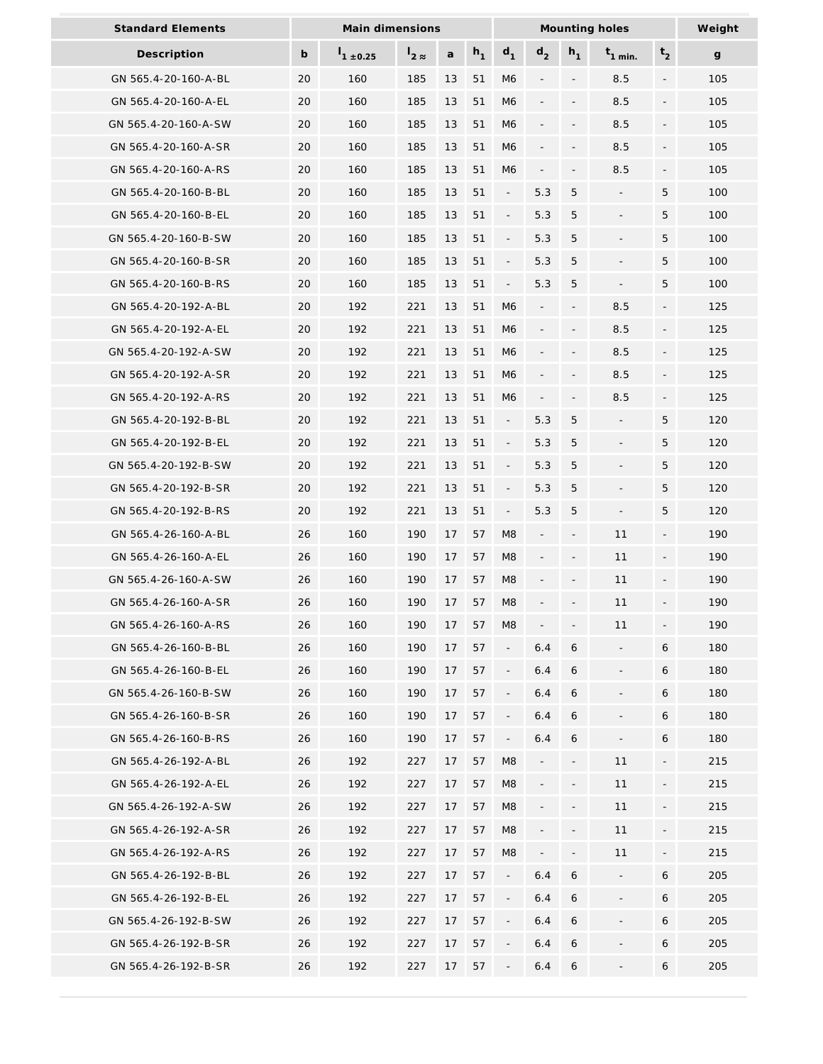| Standard Elements | Main dimensions | | | | | Mounting holes | | | | | Weight |
|---|---|---|---|---|---|---|---|---|---|---|---|
| Description | b | $l_{1 \pm 0.25}$ | $l_{2 \approx}$ | a | $h_1$ | $d_1$ | $d_2$ | $h_1$ | $t_{1\ min.}$ | $t_2$ | g |
| GN 565.4-20-160-A-BL | 20 | 160 | 185 | 13 | 51 | M6 | - | - | 8.5 | - | 105 |
| GN 565.4-20-160-A-EL | 20 | 160 | 185 | 13 | 51 | M6 | - | - | 8.5 | - | 105 |
| GN 565.4-20-160-A-SW | 20 | 160 | 185 | 13 | 51 | M6 | - | - | 8.5 | - | 105 |
| GN 565.4-20-160-A-SR | 20 | 160 | 185 | 13 | 51 | M6 | - | - | 8.5 | - | 105 |
| GN 565.4-20-160-A-RS | 20 | 160 | 185 | 13 | 51 | M6 | - | - | 8.5 | - | 105 |
| GN 565.4-20-160-B-BL | 20 | 160 | 185 | 13 | 51 | - | 5.3 | 5 | - | 5 | 100 |
| GN 565.4-20-160-B-EL | 20 | 160 | 185 | 13 | 51 | - | 5.3 | 5 | - | 5 | 100 |
| GN 565.4-20-160-B-SW | 20 | 160 | 185 | 13 | 51 | - | 5.3 | 5 | - | 5 | 100 |
| GN 565.4-20-160-B-SR | 20 | 160 | 185 | 13 | 51 | - | 5.3 | 5 | - | 5 | 100 |
| GN 565.4-20-160-B-RS | 20 | 160 | 185 | 13 | 51 | - | 5.3 | 5 | - | 5 | 100 |
| GN 565.4-20-192-A-BL | 20 | 192 | 221 | 13 | 51 | M6 | - | - | 8.5 | - | 125 |
| GN 565.4-20-192-A-EL | 20 | 192 | 221 | 13 | 51 | M6 | - | - | 8.5 | - | 125 |
| GN 565.4-20-192-A-SW | 20 | 192 | 221 | 13 | 51 | M6 | - | - | 8.5 | - | 125 |
| GN 565.4-20-192-A-SR | 20 | 192 | 221 | 13 | 51 | M6 | - | - | 8.5 | - | 125 |
| GN 565.4-20-192-A-RS | 20 | 192 | 221 | 13 | 51 | M6 | - | - | 8.5 | - | 125 |
| GN 565.4-20-192-B-BL | 20 | 192 | 221 | 13 | 51 | - | 5.3 | 5 | - | 5 | 120 |
| GN 565.4-20-192-B-EL | 20 | 192 | 221 | 13 | 51 | - | 5.3 | 5 | - | 5 | 120 |
| GN 565.4-20-192-B-SW | 20 | 192 | 221 | 13 | 51 | - | 5.3 | 5 | - | 5 | 120 |
| GN 565.4-20-192-B-SR | 20 | 192 | 221 | 13 | 51 | - | 5.3 | 5 | - | 5 | 120 |
| GN 565.4-20-192-B-RS | 20 | 192 | 221 | 13 | 51 | - | 5.3 | 5 | - | 5 | 120 |
| GN 565.4-26-160-A-BL | 26 | 160 | 190 | 17 | 57 | M8 | - | - | 11 | - | 190 |
| GN 565.4-26-160-A-EL | 26 | 160 | 190 | 17 | 57 | M8 | - | - | 11 | - | 190 |
| GN 565.4-26-160-A-SW | 26 | 160 | 190 | 17 | 57 | M8 | - | - | 11 | - | 190 |
| GN 565.4-26-160-A-SR | 26 | 160 | 190 | 17 | 57 | M8 | - | - | 11 | - | 190 |
| GN 565.4-26-160-A-RS | 26 | 160 | 190 | 17 | 57 | M8 | - | - | 11 | - | 190 |
| GN 565.4-26-160-B-BL | 26 | 160 | 190 | 17 | 57 | - | 6.4 | 6 | - | 6 | 180 |
| GN 565.4-26-160-B-EL | 26 | 160 | 190 | 17 | 57 | - | 6.4 | 6 | - | 6 | 180 |
| GN 565.4-26-160-B-SW | 26 | 160 | 190 | 17 | 57 | - | 6.4 | 6 | - | 6 | 180 |
| GN 565.4-26-160-B-SR | 26 | 160 | 190 | 17 | 57 | - | 6.4 | 6 | - | 6 | 180 |
| GN 565.4-26-160-B-RS | 26 | 160 | 190 | 17 | 57 | - | 6.4 | 6 | - | 6 | 180 |
| GN 565.4-26-192-A-BL | 26 | 192 | 227 | 17 | 57 | M8 | - | - | 11 | - | 215 |
| GN 565.4-26-192-A-EL | 26 | 192 | 227 | 17 | 57 | M8 | - | - | 11 | - | 215 |
| GN 565.4-26-192-A-SW | 26 | 192 | 227 | 17 | 57 | M8 | - | - | 11 | - | 215 |
| GN 565.4-26-192-A-SR | 26 | 192 | 227 | 17 | 57 | M8 | - | - | 11 | - | 215 |
| GN 565.4-26-192-A-RS | 26 | 192 | 227 | 17 | 57 | M8 | - | - | 11 | - | 215 |
| GN 565.4-26-192-B-BL | 26 | 192 | 227 | 17 | 57 | - | 6.4 | 6 | - | 6 | 205 |
| GN 565.4-26-192-B-EL | 26 | 192 | 227 | 17 | 57 | - | 6.4 | 6 | - | 6 | 205 |
| GN 565.4-26-192-B-SW | 26 | 192 | 227 | 17 | 57 | - | 6.4 | 6 | - | 6 | 205 |
| GN 565.4-26-192-B-SR | 26 | 192 | 227 | 17 | 57 | - | 6.4 | 6 | - | 6 | 205 |
| GN 565.4-26-192-B-SR | 26 | 192 | 227 | 17 | 57 | - | 6.4 | 6 | - | 6 | 205 |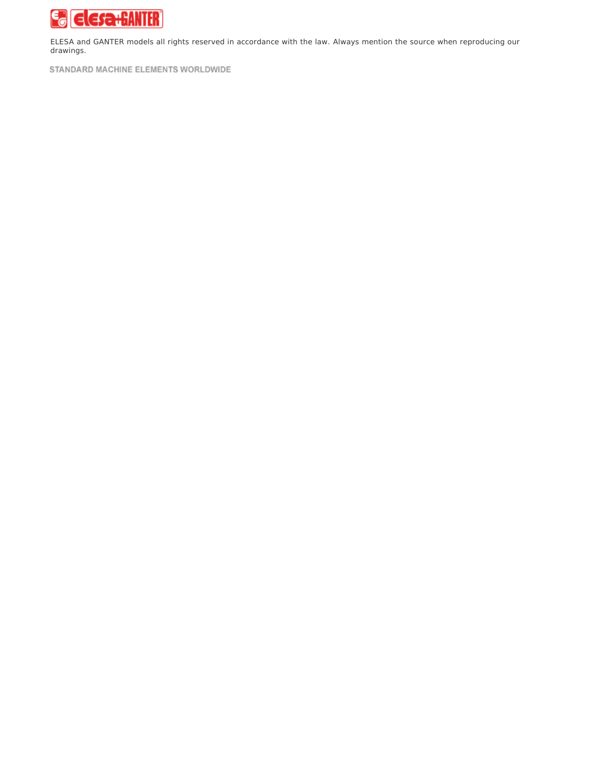ELESA and GANTER models all rights reserved in accordance with the law. Always mention the source when reproducing our drawings.

STANDARD MACHINE ELEMENTS WORLDWIDE